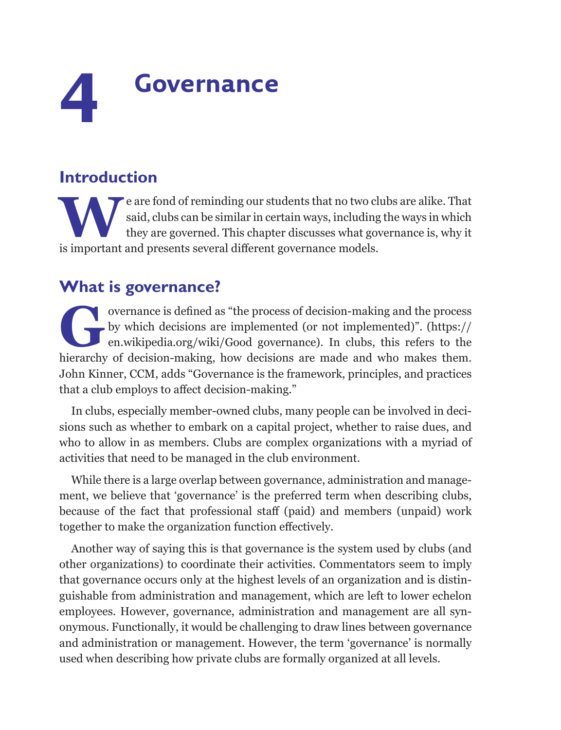# 4 Governance

## Introduction

We are fond of reminding our students that no two clubs are alike. That said, clubs can be similar in certain ways, including the ways in which they are governed. This chapter discusses what governance is, why it is important and presents several different governance models.

## What is governance?

Governance is defined as "the process of decision-making and the process by which decisions are implemented (or not implemented)". (https://en.wikipedia.org/wiki/Good governance). In clubs, this refers to the hierarchy of decision-making, how decisions are made and who makes them. John Kinner, CCM, adds "Governance is the framework, principles, and practices that a club employs to affect decision-making."

In clubs, especially member-owned clubs, many people can be involved in decisions such as whether to embark on a capital project, whether to raise dues, and who to allow in as members. Clubs are complex organizations with a myriad of activities that need to be managed in the club environment.

While there is a large overlap between governance, administration and management, we believe that 'governance' is the preferred term when describing clubs, because of the fact that professional staff (paid) and members (unpaid) work together to make the organization function effectively.

Another way of saying this is that governance is the system used by clubs (and other organizations) to coordinate their activities. Commentators seem to imply that governance occurs only at the highest levels of an organization and is distinguishable from administration and management, which are left to lower echelon employees. However, governance, administration and management are all synonymous. Functionally, it would be challenging to draw lines between governance and administration or management. However, the term 'governance' is normally used when describing how private clubs are formally organized at all levels.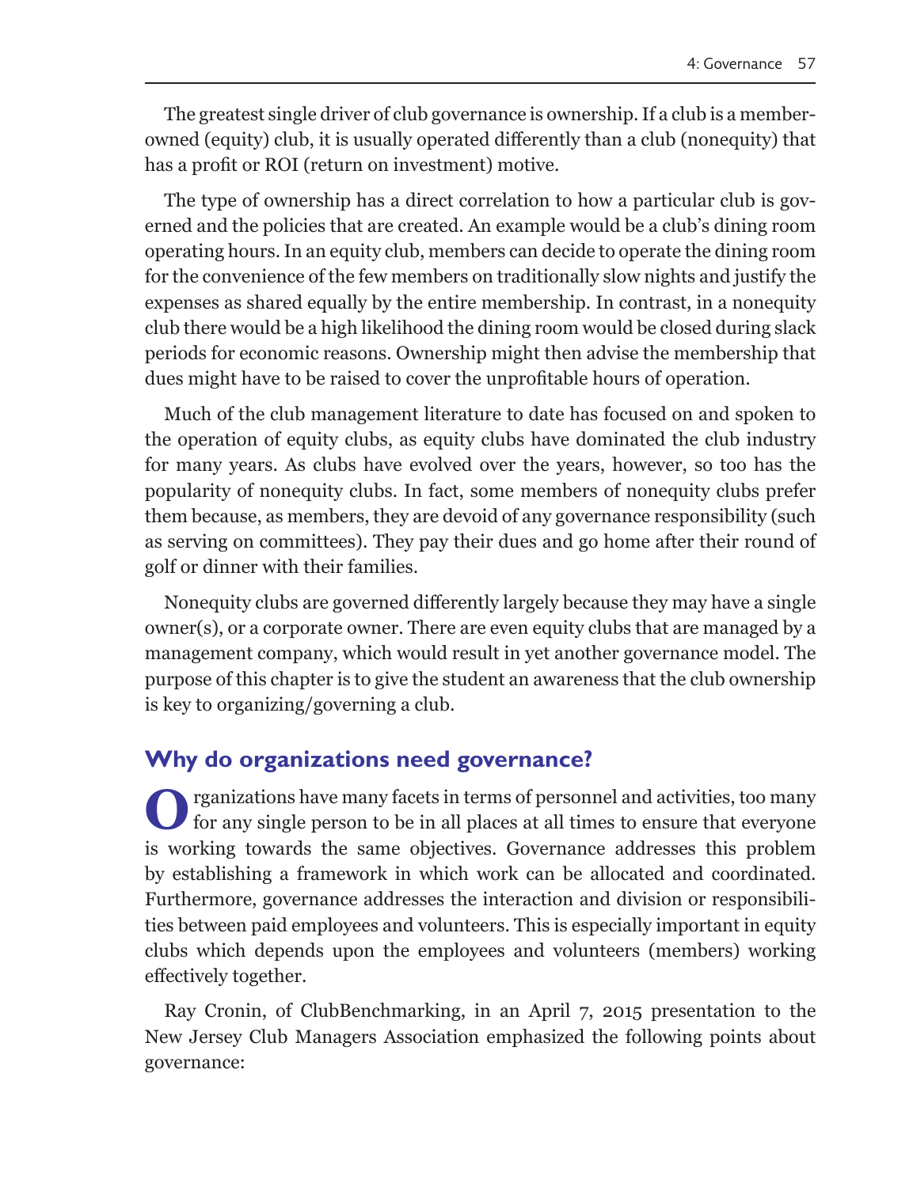The greatest single driver of club governance is ownership. If a club is a member-owned (equity) club, it is usually operated differently than a club (nonequity) that has a profit or ROI (return on investment) motive.

The type of ownership has a direct correlation to how a particular club is governed and the policies that are created. An example would be a club's dining room operating hours. In an equity club, members can decide to operate the dining room for the convenience of the few members on traditionally slow nights and justify the expenses as shared equally by the entire membership. In contrast, in a nonequity club there would be a high likelihood the dining room would be closed during slack periods for economic reasons. Ownership might then advise the membership that dues might have to be raised to cover the unprofitable hours of operation.

Much of the club management literature to date has focused on and spoken to the operation of equity clubs, as equity clubs have dominated the club industry for many years. As clubs have evolved over the years, however, so too has the popularity of nonequity clubs. In fact, some members of nonequity clubs prefer them because, as members, they are devoid of any governance responsibility (such as serving on committees). They pay their dues and go home after their round of golf or dinner with their families.

Nonequity clubs are governed differently largely because they may have a single owner(s), or a corporate owner. There are even equity clubs that are managed by a management company, which would result in yet another governance model. The purpose of this chapter is to give the student an awareness that the club ownership is key to organizing/governing a club.

## Why do organizations need governance?

Organizations have many facets in terms of personnel and activities, too many for any single person to be in all places at all times to ensure that everyone is working towards the same objectives. Governance addresses this problem by establishing a framework in which work can be allocated and coordinated. Furthermore, governance addresses the interaction and division or responsibilities between paid employees and volunteers. This is especially important in equity clubs which depends upon the employees and volunteers (members) working effectively together.

Ray Cronin, of ClubBenchmarking, in an April 7, 2015 presentation to the New Jersey Club Managers Association emphasized the following points about governance: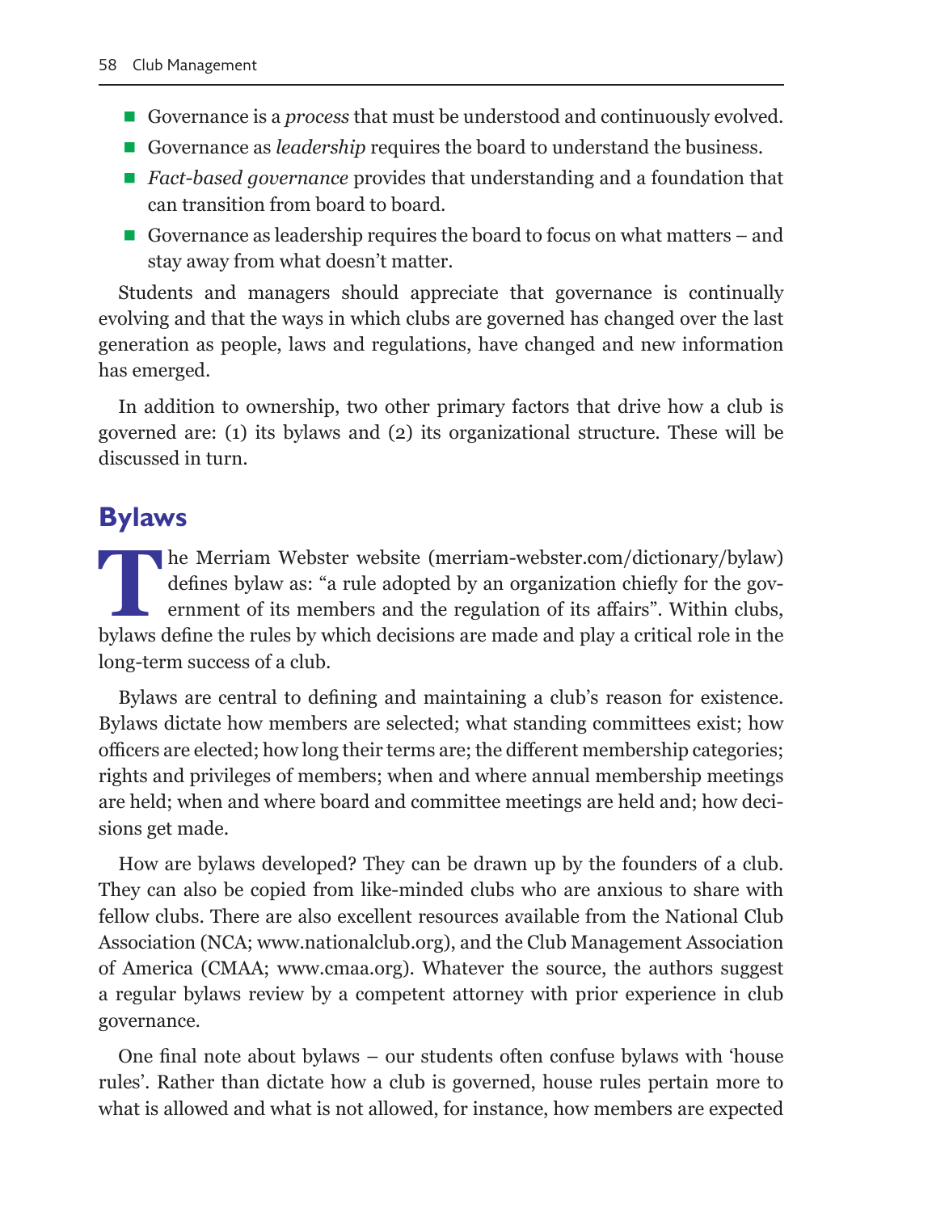- Governance is a *process* that must be understood and continuously evolved.
- Governance as *leadership* requires the board to understand the business.
- *Fact-based governance* provides that understanding and a foundation that can transition from board to board.
- Governance as leadership requires the board to focus on what matters – and stay away from what doesn't matter.

Students and managers should appreciate that governance is continually evolving and that the ways in which clubs are governed has changed over the last generation as people, laws and regulations, have changed and new information has emerged.

In addition to ownership, two other primary factors that drive how a club is governed are: (1) its bylaws and (2) its organizational structure. These will be discussed in turn.

## Bylaws

The Merriam Webster website (merriam-webster.com/dictionary/bylaw) defines bylaw as: "a rule adopted by an organization chiefly for the government of its members and the regulation of its affairs". Within clubs, bylaws define the rules by which decisions are made and play a critical role in the long-term success of a club.

Bylaws are central to defining and maintaining a club's reason for existence. Bylaws dictate how members are selected; what standing committees exist; how officers are elected; how long their terms are; the different membership categories; rights and privileges of members; when and where annual membership meetings are held; when and where board and committee meetings are held and; how decisions get made.

How are bylaws developed? They can be drawn up by the founders of a club. They can also be copied from like-minded clubs who are anxious to share with fellow clubs. There are also excellent resources available from the National Club Association (NCA; www.nationalclub.org), and the Club Management Association of America (CMAA; www.cmaa.org). Whatever the source, the authors suggest a regular bylaws review by a competent attorney with prior experience in club governance.

One final note about bylaws – our students often confuse bylaws with 'house rules'. Rather than dictate how a club is governed, house rules pertain more to what is allowed and what is not allowed, for instance, how members are expected